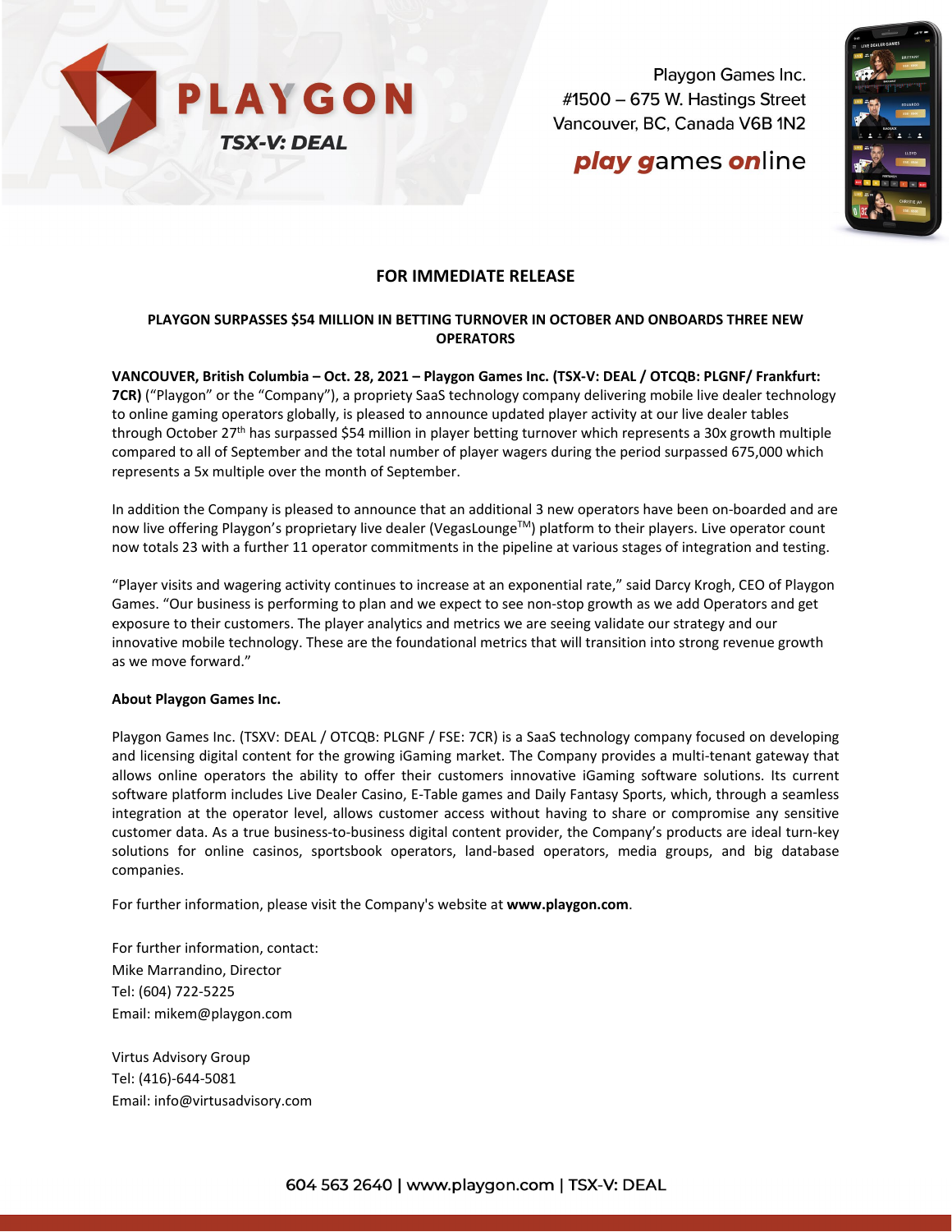PLAYGON

TSX-V: DEAL

Playgon Games Inc.
#1500 – 675 W. Hastings Street
Vancouver, BC, Canada V6B 1N2

play games online

**FOR IMMEDIATE RELEASE**

**PLAYGON SURPASSES $54 MILLION IN BETTING TURNOVER IN OCTOBER AND ONBOARDS THREE NEW OPERATORS**

**VANCOUVER, British Columbia – Oct. 28, 2021 – Playgon Games Inc. (TSX-V: DEAL / OTCQB: PLGNF/ Frankfurt: 7CR)** ("Playgon" or the "Company"), a propriety SaaS technology company delivering mobile live dealer technology to online gaming operators globally, is pleased to announce updated player activity at our live dealer tables through October 27th has surpassed $54 million in player betting turnover which represents a 30x growth multiple compared to all of September and the total number of player wagers during the period surpassed 675,000 which represents a 5x multiple over the month of September.

In addition the Company is pleased to announce that an additional 3 new operators have been on-boarded and are now live offering Playgon's proprietary live dealer (VegasLounge™) platform to their players. Live operator count now totals 23 with a further 11 operator commitments in the pipeline at various stages of integration and testing.

"Player visits and wagering activity continues to increase at an exponential rate," said Darcy Krogh, CEO of Playgon Games. "Our business is performing to plan and we expect to see non-stop growth as we add Operators and get exposure to their customers. The player analytics and metrics we are seeing validate our strategy and our innovative mobile technology. These are the foundational metrics that will transition into strong revenue growth as we move forward."

**About Playgon Games Inc.**

Playgon Games Inc. (TSXV: DEAL / OTCQB: PLGNF / FSE: 7CR) is a SaaS technology company focused on developing and licensing digital content for the growing iGaming market. The Company provides a multi-tenant gateway that allows online operators the ability to offer their customers innovative iGaming software solutions. Its current software platform includes Live Dealer Casino, E-Table games and Daily Fantasy Sports, which, through a seamless integration at the operator level, allows customer access without having to share or compromise any sensitive customer data. As a true business-to-business digital content provider, the Company's products are ideal turn-key solutions for online casinos, sportsbook operators, land-based operators, media groups, and big database companies.

For further information, please visit the Company's website at **www.playgon.com**.

For further information, contact:
Mike Marrandino, Director
Tel: (604) 722-5225
Email: mikem@playgon.com

Virtus Advisory Group
Tel: (416)-644-5081
Email: info@virtusadvisory.com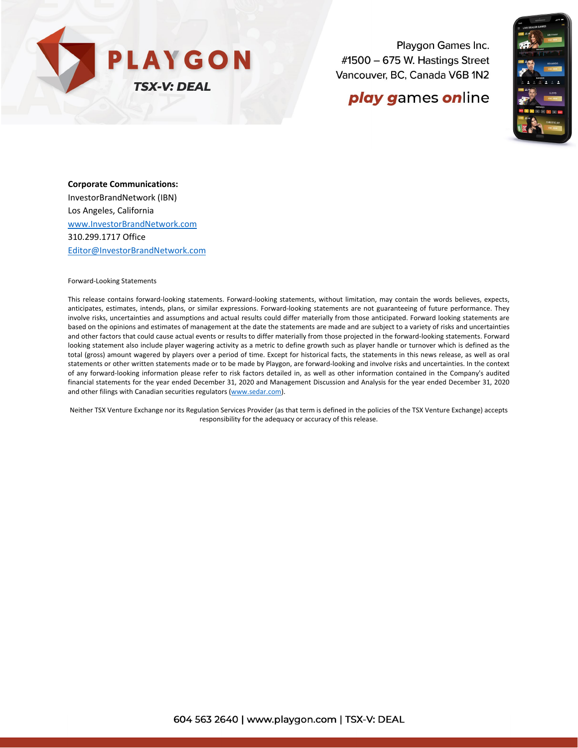Playgon Games Inc.
#1500 – 675 W. Hastings Street
Vancouver, BC, Canada V6B 1N2

**Corporate Communications:**
InvestorBrandNetwork (IBN)
Los Angeles, California
www.InvestorBrandNetwork.com
310.299.1717 Office
Editor@InvestorBrandNetwork.com

Forward-Looking Statements

This release contains forward-looking statements. Forward-looking statements, without limitation, may contain the words believes, expects, anticipates, estimates, intends, plans, or similar expressions. Forward-looking statements are not guaranteeing of future performance. They involve risks, uncertainties and assumptions and actual results could differ materially from those anticipated. Forward looking statements are based on the opinions and estimates of management at the date the statements are made and are subject to a variety of risks and uncertainties and other factors that could cause actual events or results to differ materially from those projected in the forward-looking statements. Forward looking statement also include player wagering activity as a metric to define growth such as player handle or turnover which is defined as the total (gross) amount wagered by players over a period of time. Except for historical facts, the statements in this news release, as well as oral statements or other written statements made or to be made by Playgon, are forward-looking and involve risks and uncertainties. In the context of any forward-looking information please refer to risk factors detailed in, as well as other information contained in the Company's audited financial statements for the year ended December 31, 2020 and Management Discussion and Analysis for the year ended December 31, 2020 and other filings with Canadian securities regulators (www.sedar.com).

Neither TSX Venture Exchange nor its Regulation Services Provider (as that term is defined in the policies of the TSX Venture Exchange) accepts responsibility for the adequacy or accuracy of this release.